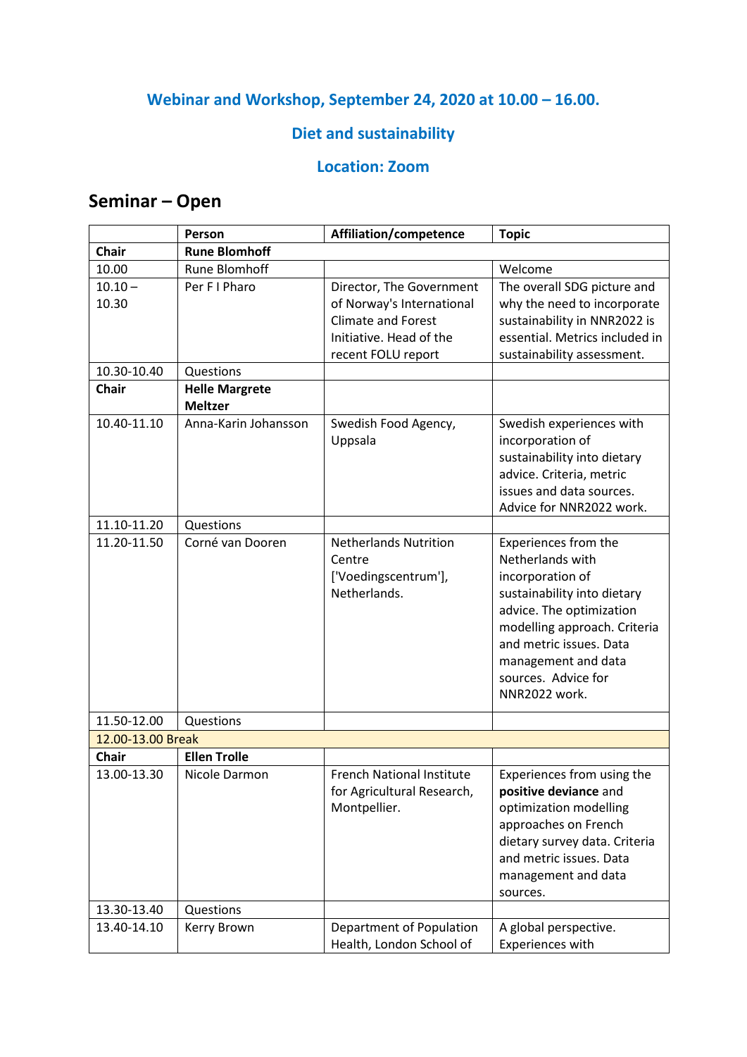### Webinar and Workshop, September 24, 2020 at 10.00 – 16.00.

### Diet and sustainability

### Location: Zoom

## Seminar – Open

| | Person | Affiliation/competence | Topic |
|---|---|---|---|
| **Chair** | **Rune Blomhoff** | | |
| 10.00 | Rune Blomhoff | | Welcome |
| 10.10 – 10.30 | Per F I Pharo | Director, The Government of Norway's International Climate and Forest Initiative. Head of the recent FOLU report | The overall SDG picture and why the need to incorporate sustainability in NNR2022 is essential. Metrics included in sustainability assessment. |
| 10.30-10.40 | Questions | | |
| **Chair** | **Helle Margrete Meltzer** | | |
| 10.40-11.10 | Anna-Karin Johansson | Swedish Food Agency, Uppsala | Swedish experiences with incorporation of sustainability into dietary advice. Criteria, metric issues and data sources. Advice for NNR2022 work. |
| 11.10-11.20 | Questions | | |
| 11.20-11.50 | Corné van Dooren | Netherlands Nutrition Centre ['Voedingscentrum'], Netherlands. | Experiences from the Netherlands with incorporation of sustainability into dietary advice. The optimization modelling approach. Criteria and metric issues. Data management and data sources. Advice for NNR2022 work. |
| 11.50-12.00 | Questions | | |
| 12.00-13.00 Break | | | |
| **Chair** | **Ellen Trolle** | | |
| 13.00-13.30 | Nicole Darmon | French National Institute for Agricultural Research, Montpellier. | Experiences from using the **positive deviance** and optimization modelling approaches on French dietary survey data. Criteria and metric issues. Data management and data sources. |
| 13.30-13.40 | Questions | | |
| 13.40-14.10 | Kerry Brown | Department of Population Health, London School of | A global perspective. Experiences with |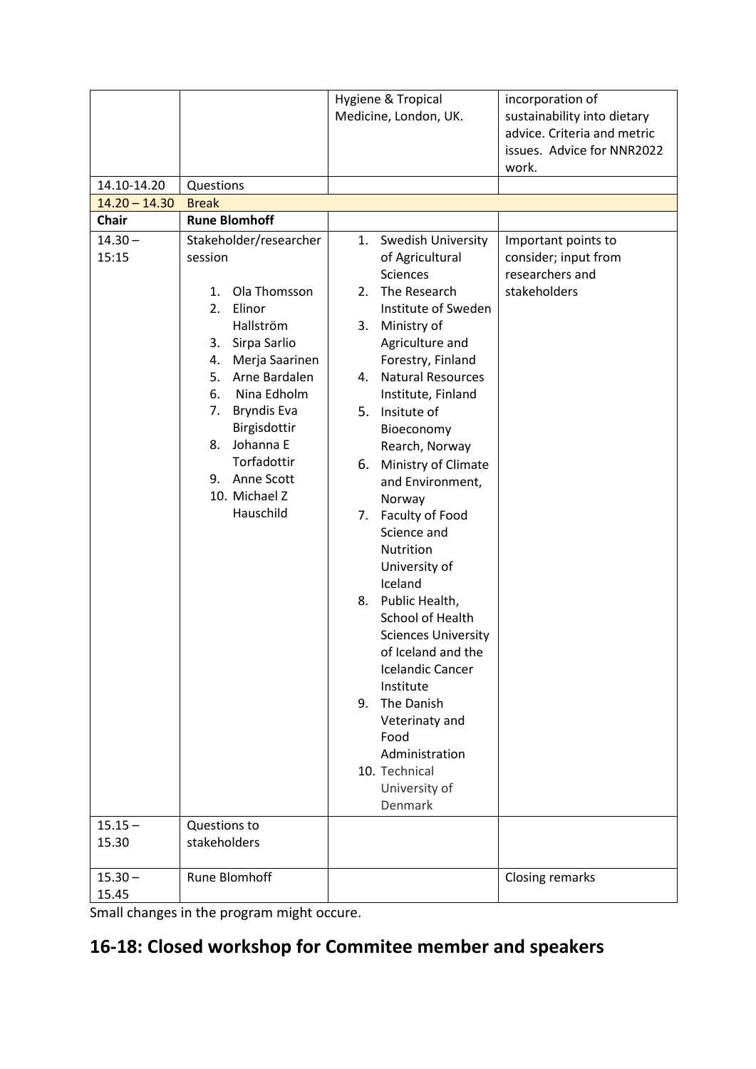| | | | |
|---|---|---|---|
| | | Hygiene & Tropical Medicine, London, UK. | incorporation of sustainability into dietary advice. Criteria and metric issues. Advice for NNR2022 work. |
| 14.10-14.20 | Questions | | |
| 14.20 – 14.30 | Break | | |
| **Chair** | **Rune Blomhoff** | | |
| 14.30 – 15:15 | Stakeholder/researcher session<br><br>1. Ola Thomsson<br>2. Elinor Hallström<br>3. Sirpa Sarlio<br>4. Merja Saarinen<br>5. Arne Bardalen<br>6. Nina Edholm<br>7. Bryndis Eva Birgisdottir<br>8. Johanna E Torfadottir<br>9. Anne Scott<br>10. Michael Z Hauschild | 1. Swedish University of Agricultural Sciences<br>2. The Research Institute of Sweden<br>3. Ministry of Agriculture and Forestry, Finland<br>4. Natural Resources Institute, Finland<br>5. Insitute of Bioeconomy Rearch, Norway<br>6. Ministry of Climate and Environment, Norway<br>7. Faculty of Food Science and Nutrition University of Iceland<br>8. Public Health, School of Health Sciences University of Iceland and the Icelandic Cancer Institute<br>9. The Danish Veterinaty and Food Administration<br>10. Technical University of Denmark | Important points to consider; input from researchers and stakeholders |
| 15.15 – 15.30 | Questions to stakeholders | | |
| 15.30 – 15.45 | Rune Blomhoff | | Closing remarks |

Small changes in the program might occure.

## 16-18: Closed workshop for Commitee member and speakers